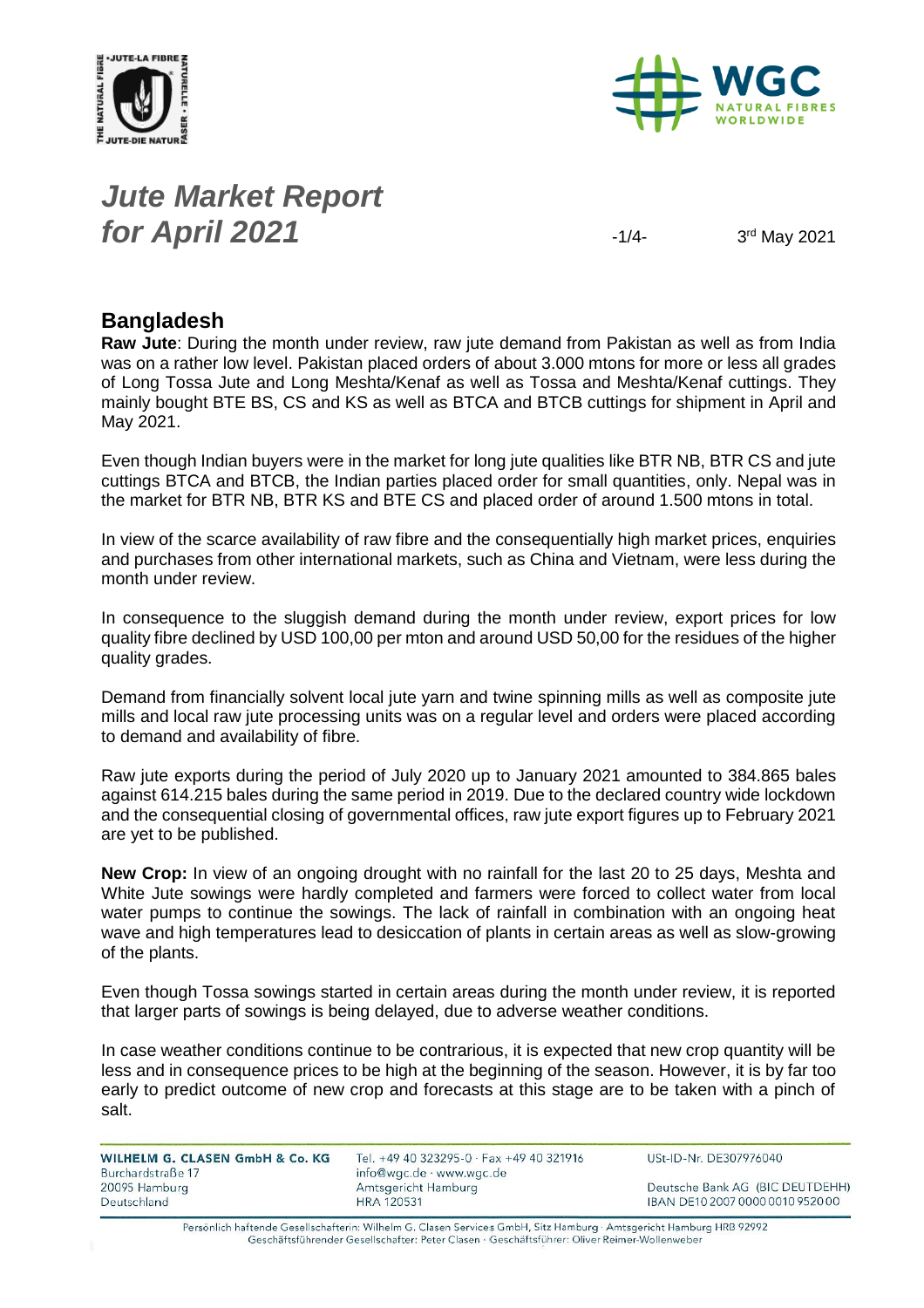# *Jute Market Report for April 2021*

3rd May 2021

## Bangladesh

**Raw Jute**: During the month under review, raw jute demand from Pakistan as well as from India was on a rather low level. Pakistan placed orders of about 3.000 mtons for more or less all grades of Long Tossa Jute and Long Meshta/Kenaf as well as Tossa and Meshta/Kenaf cuttings. They mainly bought BTE BS, CS and KS as well as BTCA and BTCB cuttings for shipment in April and May 2021.

Even though Indian buyers were in the market for long jute qualities like BTR NB, BTR CS and jute cuttings BTCA and BTCB, the Indian parties placed order for small quantities, only. Nepal was in the market for BTR NB, BTR KS and BTE CS and placed order of around 1.500 mtons in total.

In view of the scarce availability of raw fibre and the consequentially high market prices, enquiries and purchases from other international markets, such as China and Vietnam, were less during the month under review.

In consequence to the sluggish demand during the month under review, export prices for low quality fibre declined by USD 100,00 per mton and around USD 50,00 for the residues of the higher quality grades.

Demand from financially solvent local jute yarn and twine spinning mills as well as composite jute mills and local raw jute processing units was on a regular level and orders were placed according to demand and availability of fibre.

Raw jute exports during the period of July 2020 up to January 2021 amounted to 384.865 bales against 614.215 bales during the same period in 2019. Due to the declared country wide lockdown and the consequential closing of governmental offices, raw jute export figures up to February 2021 are yet to be published.

**New Crop:** In view of an ongoing drought with no rainfall for the last 20 to 25 days, Meshta and White Jute sowings were hardly completed and farmers were forced to collect water from local water pumps to continue the sowings. The lack of rainfall in combination with an ongoing heat wave and high temperatures lead to desiccation of plants in certain areas as well as slow-growing of the plants.

Even though Tossa sowings started in certain areas during the month under review, it is reported that larger parts of sowings is being delayed, due to adverse weather conditions.

In case weather conditions continue to be contrarious, it is expected that new crop quantity will be less and in consequence prices to be high at the beginning of the season. However, it is by far too early to predict outcome of new crop and forecasts at this stage are to be taken with a pinch of salt.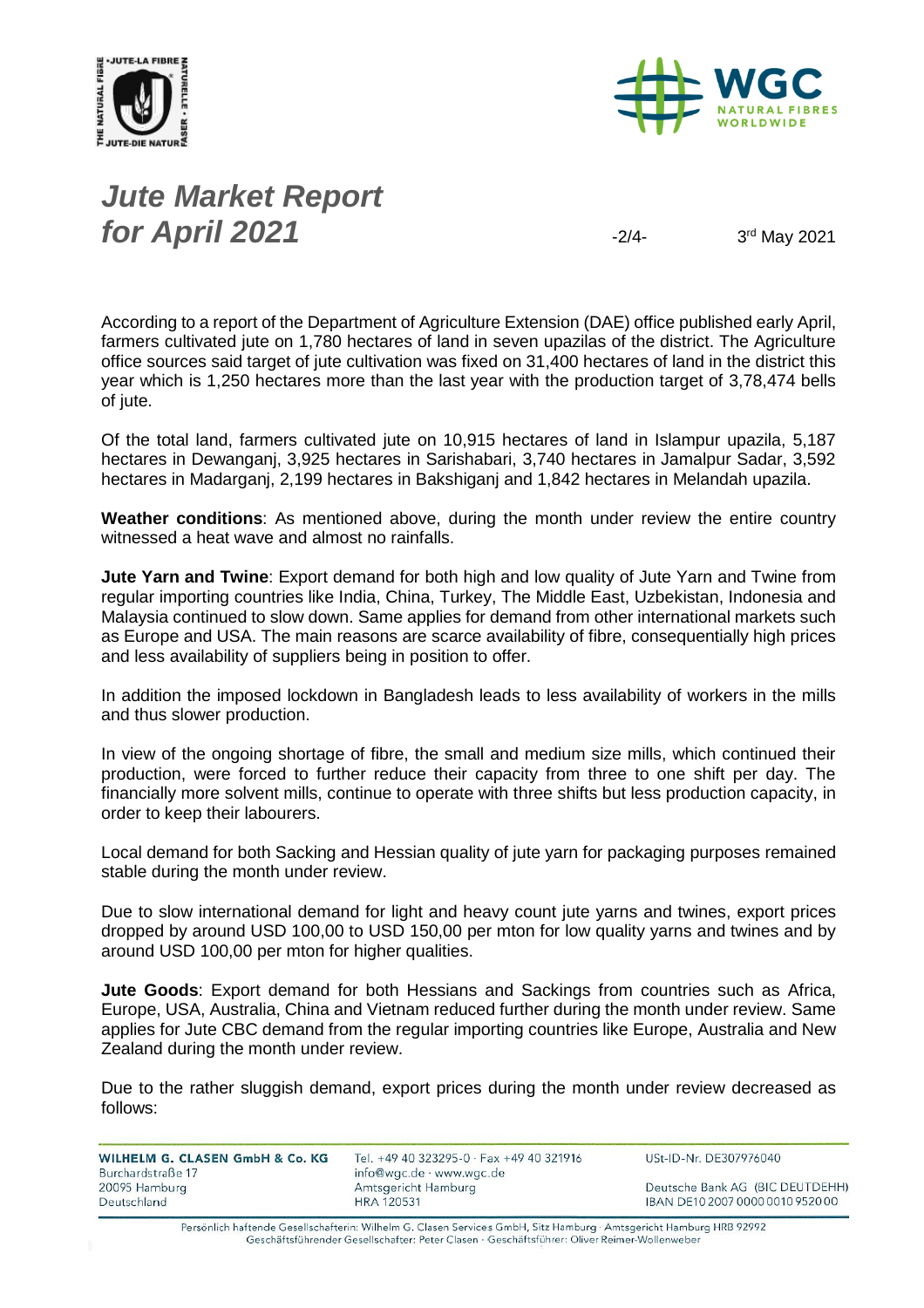According to a report of the Department of Agriculture Extension (DAE) office published early April, farmers cultivated jute on 1,780 hectares of land in seven upazilas of the district. The Agriculture office sources said target of jute cultivation was fixed on 31,400 hectares of land in the district this year which is 1,250 hectares more than the last year with the production target of 3,78,474 bells of jute.

Of the total land, farmers cultivated jute on 10,915 hectares of land in Islampur upazila, 5,187 hectares in Dewanganj, 3,925 hectares in Sarishabari, 3,740 hectares in Jamalpur Sadar, 3,592 hectares in Madarganj, 2,199 hectares in Bakshiganj and 1,842 hectares in Melandah upazila.

**Weather conditions**: As mentioned above, during the month under review the entire country witnessed a heat wave and almost no rainfalls.

**Jute Yarn and Twine**: Export demand for both high and low quality of Jute Yarn and Twine from regular importing countries like India, China, Turkey, The Middle East, Uzbekistan, Indonesia and Malaysia continued to slow down. Same applies for demand from other international markets such as Europe and USA. The main reasons are scarce availability of fibre, consequentially high prices and less availability of suppliers being in position to offer.

In addition the imposed lockdown in Bangladesh leads to less availability of workers in the mills and thus slower production.

In view of the ongoing shortage of fibre, the small and medium size mills, which continued their production, were forced to further reduce their capacity from three to one shift per day. The financially more solvent mills, continue to operate with three shifts but less production capacity, in order to keep their labourers.

Local demand for both Sacking and Hessian quality of jute yarn for packaging purposes remained stable during the month under review.

Due to slow international demand for light and heavy count jute yarns and twines, export prices dropped by around USD 100,00 to USD 150,00 per mton for low quality yarns and twines and by around USD 100,00 per mton for higher qualities.

**Jute Goods**: Export demand for both Hessians and Sackings from countries such as Africa, Europe, USA, Australia, China and Vietnam reduced further during the month under review. Same applies for Jute CBC demand from the regular importing countries like Europe, Australia and New Zealand during the month under review.

Due to the rather sluggish demand, export prices during the month under review decreased as follows: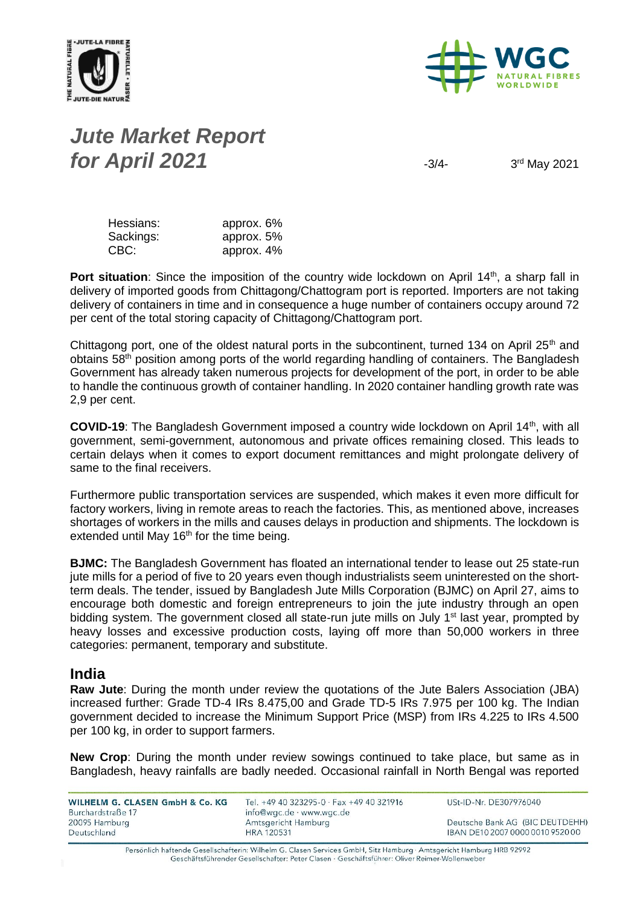| | |
|---|---|
| Hessians: | approx. 6% |
| Sackings: | approx. 5% |
| CBC: | approx. 4% |

**Port situation**: Since the imposition of the country wide lockdown on April 14th, a sharp fall in delivery of imported goods from Chittagong/Chattogram port is reported. Importers are not taking delivery of containers in time and in consequence a huge number of containers occupy around 72 per cent of the total storing capacity of Chittagong/Chattogram port.

Chittagong port, one of the oldest natural ports in the subcontinent, turned 134 on April 25th and obtains 58th position among ports of the world regarding handling of containers. The Bangladesh Government has already taken numerous projects for development of the port, in order to be able to handle the continuous growth of container handling. In 2020 container handling growth rate was 2,9 per cent.

**COVID-19**: The Bangladesh Government imposed a country wide lockdown on April 14th, with all government, semi-government, autonomous and private offices remaining closed. This leads to certain delays when it comes to export document remittances and might prolongate delivery of same to the final receivers.

Furthermore public transportation services are suspended, which makes it even more difficult for factory workers, living in remote areas to reach the factories. This, as mentioned above, increases shortages of workers in the mills and causes delays in production and shipments. The lockdown is extended until May 16th for the time being.

**BJMC:** The Bangladesh Government has floated an international tender to lease out 25 state-run jute mills for a period of five to 20 years even though industrialists seem uninterested on the short-term deals. The tender, issued by Bangladesh Jute Mills Corporation (BJMC) on April 27, aims to encourage both domestic and foreign entrepreneurs to join the jute industry through an open bidding system. The government closed all state-run jute mills on July 1st last year, prompted by heavy losses and excessive production costs, laying off more than 50,000 workers in three categories: permanent, temporary and substitute.

## India

**Raw Jute**: During the month under review the quotations of the Jute Balers Association (JBA) increased further: Grade TD-4 IRs 8.475,00 and Grade TD-5 IRs 7.975 per 100 kg. The Indian government decided to increase the Minimum Support Price (MSP) from IRs 4.225 to IRs 4.500 per 100 kg, in order to support farmers.

**New Crop**: During the month under review sowings continued to take place, but same as in Bangladesh, heavy rainfalls are badly needed. Occasional rainfall in North Bengal was reported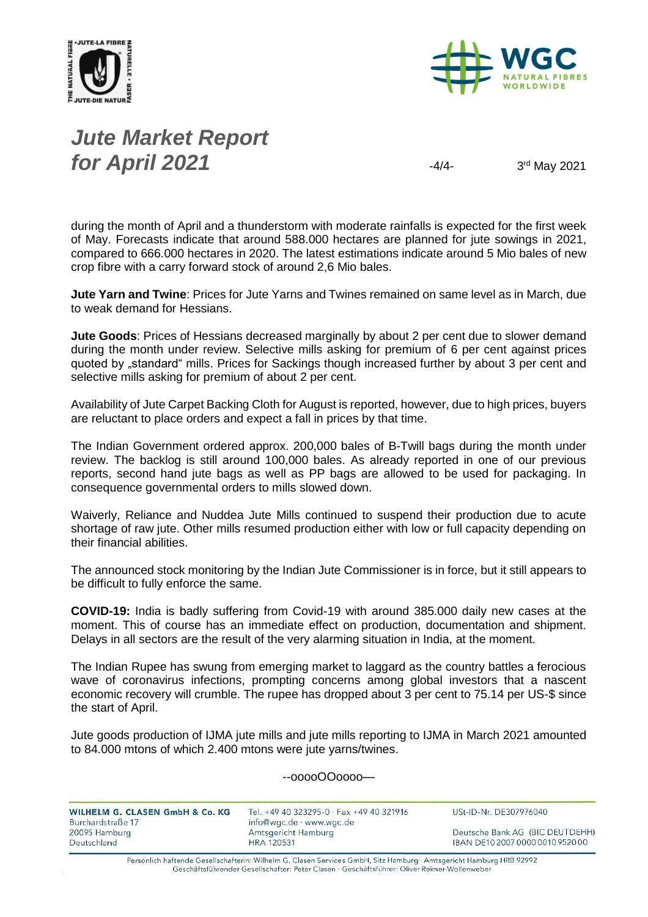during the month of April and a thunderstorm with moderate rainfalls is expected for the first week of May. Forecasts indicate that around 588.000 hectares are planned for jute sowings in 2021, compared to 666.000 hectares in 2020. The latest estimations indicate around 5 Mio bales of new crop fibre with a carry forward stock of around 2,6 Mio bales.

**Jute Yarn and Twine**: Prices for Jute Yarns and Twines remained on same level as in March, due to weak demand for Hessians.

**Jute Goods**: Prices of Hessians decreased marginally by about 2 per cent due to slower demand during the month under review. Selective mills asking for premium of 6 per cent against prices quoted by „standard" mills. Prices for Sackings though increased further by about 3 per cent and selective mills asking for premium of about 2 per cent.

Availability of Jute Carpet Backing Cloth for August is reported, however, due to high prices, buyers are reluctant to place orders and expect a fall in prices by that time.

The Indian Government ordered approx. 200,000 bales of B-Twill bags during the month under review. The backlog is still around 100,000 bales. As already reported in one of our previous reports, second hand jute bags as well as PP bags are allowed to be used for packaging. In consequence governmental orders to mills slowed down.

Waiverly, Reliance and Nuddea Jute Mills continued to suspend their production due to acute shortage of raw jute. Other mills resumed production either with low or full capacity depending on their financial abilities.

The announced stock monitoring by the Indian Jute Commissioner is in force, but it still appears to be difficult to fully enforce the same.

**COVID-19:** India is badly suffering from Covid-19 with around 385.000 daily new cases at the moment. This of course has an immediate effect on production, documentation and shipment. Delays in all sectors are the result of the very alarming situation in India, at the moment.

The Indian Rupee has swung from emerging market to laggard as the country battles a ferocious wave of coronavirus infections, prompting concerns among global investors that a nascent economic recovery will crumble. The rupee has dropped about 3 per cent to 75.14 per US-$ since the start of April.

Jute goods production of IJMA jute mills and jute mills reporting to IJMA in March 2021 amounted to 84.000 mtons of which 2.400 mtons were jute yarns/twines.

--ooooOOoooo—